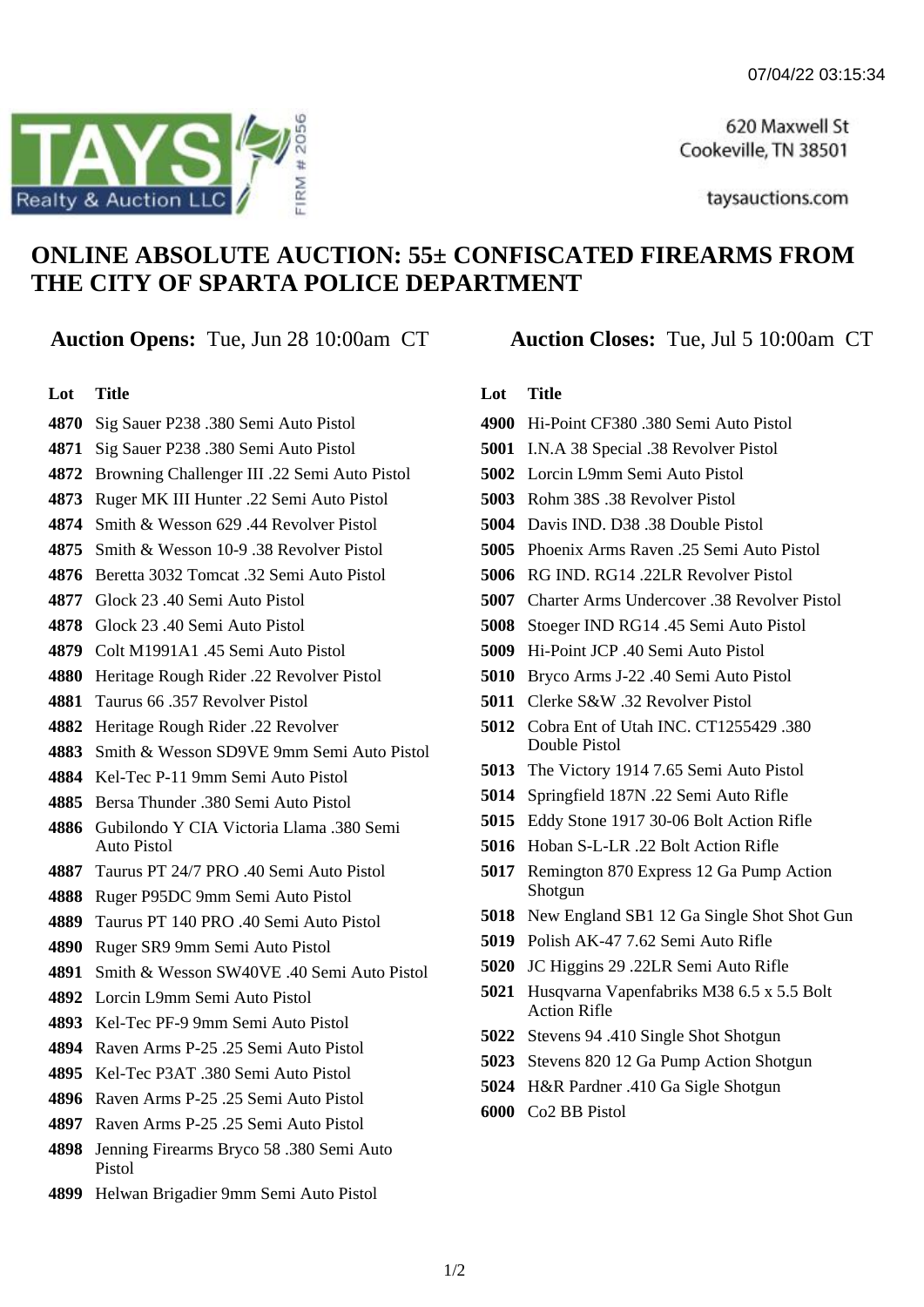620 Maxwell St
Cookeville, TN 38501

taysauctions.com

# ONLINE ABSOLUTE AUCTION: 55± CONFISCATED FIREARMS FROM THE CITY OF SPARTA POLICE DEPARTMENT

**Auction Opens:** Tue, Jun 28 10:00am CT

**Auction Closes:** Tue, Jul 5 10:00am CT

| Lot | Title |
|---|---|
| 4870 | Sig Sauer P238 .380 Semi Auto Pistol |
| 4871 | Sig Sauer P238 .380 Semi Auto Pistol |
| 4872 | Browning Challenger III .22 Semi Auto Pistol |
| 4873 | Ruger MK III Hunter .22 Semi Auto Pistol |
| 4874 | Smith & Wesson 629 .44 Revolver Pistol |
| 4875 | Smith & Wesson 10-9 .38 Revolver Pistol |
| 4876 | Beretta 3032 Tomcat .32 Semi Auto Pistol |
| 4877 | Glock 23 .40 Semi Auto Pistol |
| 4878 | Glock 23 .40 Semi Auto Pistol |
| 4879 | Colt M1991A1 .45 Semi Auto Pistol |
| 4880 | Heritage Rough Rider .22 Revolver Pistol |
| 4881 | Taurus 66 .357 Revolver Pistol |
| 4882 | Heritage Rough Rider .22 Revolver |
| 4883 | Smith & Wesson SD9VE 9mm Semi Auto Pistol |
| 4884 | Kel-Tec P-11 9mm Semi Auto Pistol |
| 4885 | Bersa Thunder .380 Semi Auto Pistol |
| 4886 | Gubilondo Y CIA Victoria Llama .380 Semi Auto Pistol |
| 4887 | Taurus PT 24/7 PRO .40 Semi Auto Pistol |
| 4888 | Ruger P95DC 9mm Semi Auto Pistol |
| 4889 | Taurus PT 140 PRO .40 Semi Auto Pistol |
| 4890 | Ruger SR9 9mm Semi Auto Pistol |
| 4891 | Smith & Wesson SW40VE .40 Semi Auto Pistol |
| 4892 | Lorcin L9mm Semi Auto Pistol |
| 4893 | Kel-Tec PF-9 9mm Semi Auto Pistol |
| 4894 | Raven Arms P-25 .25 Semi Auto Pistol |
| 4895 | Kel-Tec P3AT .380 Semi Auto Pistol |
| 4896 | Raven Arms P-25 .25 Semi Auto Pistol |
| 4897 | Raven Arms P-25 .25 Semi Auto Pistol |
| 4898 | Jenning Firearms Bryco 58 .380 Semi Auto Pistol |
| 4899 | Helwan Brigadier 9mm Semi Auto Pistol |
| 4900 | Hi-Point CF380 .380 Semi Auto Pistol |
| 5001 | I.N.A 38 Special .38 Revolver Pistol |
| 5002 | Lorcin L9mm Semi Auto Pistol |
| 5003 | Rohm 38S .38 Revolver Pistol |
| 5004 | Davis IND. D38 .38 Double Pistol |
| 5005 | Phoenix Arms Raven .25 Semi Auto Pistol |
| 5006 | RG IND. RG14 .22LR Revolver Pistol |
| 5007 | Charter Arms Undercover .38 Revolver Pistol |
| 5008 | Stoeger IND RG14 .45 Semi Auto Pistol |
| 5009 | Hi-Point JCP .40 Semi Auto Pistol |
| 5010 | Bryco Arms J-22 .40 Semi Auto Pistol |
| 5011 | Clerke S&W .32 Revolver Pistol |
| 5012 | Cobra Ent of Utah INC. CT1255429 .380 Double Pistol |
| 5013 | The Victory 1914 7.65 Semi Auto Pistol |
| 5014 | Springfield 187N .22 Semi Auto Rifle |
| 5015 | Eddy Stone 1917 30-06 Bolt Action Rifle |
| 5016 | Hoban S-L-LR .22 Bolt Action Rifle |
| 5017 | Remington 870 Express 12 Ga Pump Action Shotgun |
| 5018 | New England SB1 12 Ga Single Shot Shot Gun |
| 5019 | Polish AK-47 7.62 Semi Auto Rifle |
| 5020 | JC Higgins 29 .22LR Semi Auto Rifle |
| 5021 | Husqvarna Vapenfabriks M38 6.5 x 5.5 Bolt Action Rifle |
| 5022 | Stevens 94 .410 Single Shot Shotgun |
| 5023 | Stevens 820 12 Ga Pump Action Shotgun |
| 5024 | H&R Pardner .410 Ga Sigle Shotgun |
| 6000 | Co2 BB Pistol |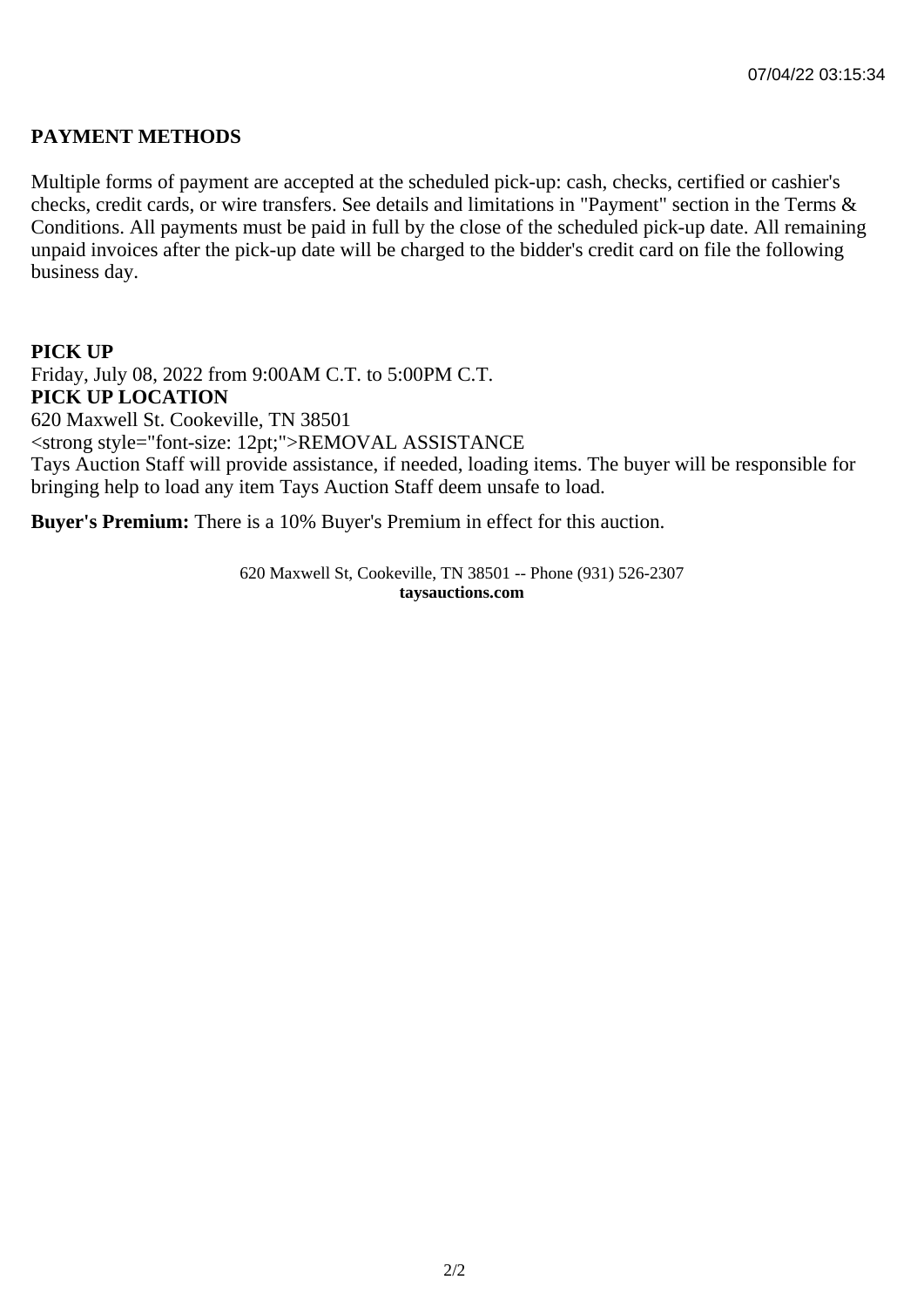**PAYMENT METHODS**

Multiple forms of payment are accepted at the scheduled pick-up: cash, checks, certified or cashier's checks, credit cards, or wire transfers. See details and limitations in "Payment" section in the Terms & Conditions. All payments must be paid in full by the close of the scheduled pick-up date. All remaining unpaid invoices after the pick-up date will be charged to the bidder's credit card on file the following business day.

**PICK UP**
Friday, July 08, 2022 from 9:00AM C.T. to 5:00PM C.T.
**PICK UP LOCATION**
620 Maxwell St. Cookeville, TN 38501
<strong style="font-size: 12pt;">REMOVAL ASSISTANCE
Tays Auction Staff will provide assistance, if needed, loading items. The buyer will be responsible for bringing help to load any item Tays Auction Staff deem unsafe to load.

**Buyer's Premium:** There is a 10% Buyer's Premium in effect for this auction.

620 Maxwell St, Cookeville, TN 38501 -- Phone (931) 526-2307
**taysauctions.com**